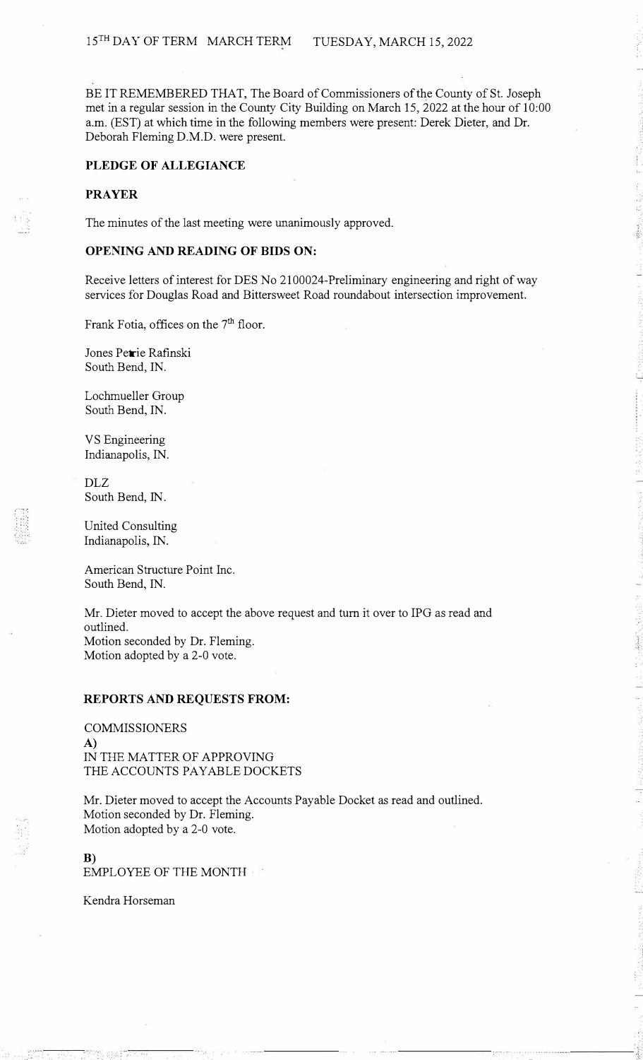15[TH] DAY OF TERM MARCH TERM TUESDAY, MARCH 15, 2022

BE IT REMEMBERED THAT, The Board of Commissioners of the County of St. Joseph met in a regular session in the County City Building on March 15, 2022 at the hour of 10:00 a.m. (EST) at which time in the following members were present: Derek Dieter, and Dr. Deborah Fleming D.M.D. were present.

**PLEDGE OF ALLEGIANCE**

**PRAYER**

The minutes of the last meeting were unanimously approved.

**OPENING AND READING OF BIDS ON:**

Receive letters of interest for DES No 2100024-Preliminary engineering and right of way services for Douglas Road and Bittersweet Road roundabout intersection improvement.

Frank Fotia, offices on the 7[th] floor.

Jones Petrie Rafinski
South Bend, IN.

Lochmueller Group
South Bend, IN.

VS Engineering
Indianapolis, IN.

DLZ
South Bend, IN.

United Consulting
Indianapolis, IN.

American Structure Point Inc.
South Bend, IN.

Mr. Dieter moved to accept the above request and turn it over to IPG as read and outlined.
Motion seconded by Dr. Fleming.
Motion adopted by a 2-0 vote.

**REPORTS AND REQUESTS FROM:**

COMMISSIONERS
**A)**
IN THE MATTER OF APPROVING
THE ACCOUNTS PAYABLE DOCKETS

Mr. Dieter moved to accept the Accounts Payable Docket as read and outlined.
Motion seconded by Dr. Fleming.
Motion adopted by a 2-0 vote.

**B)**
EMPLOYEE OF THE MONTH

Kendra Horseman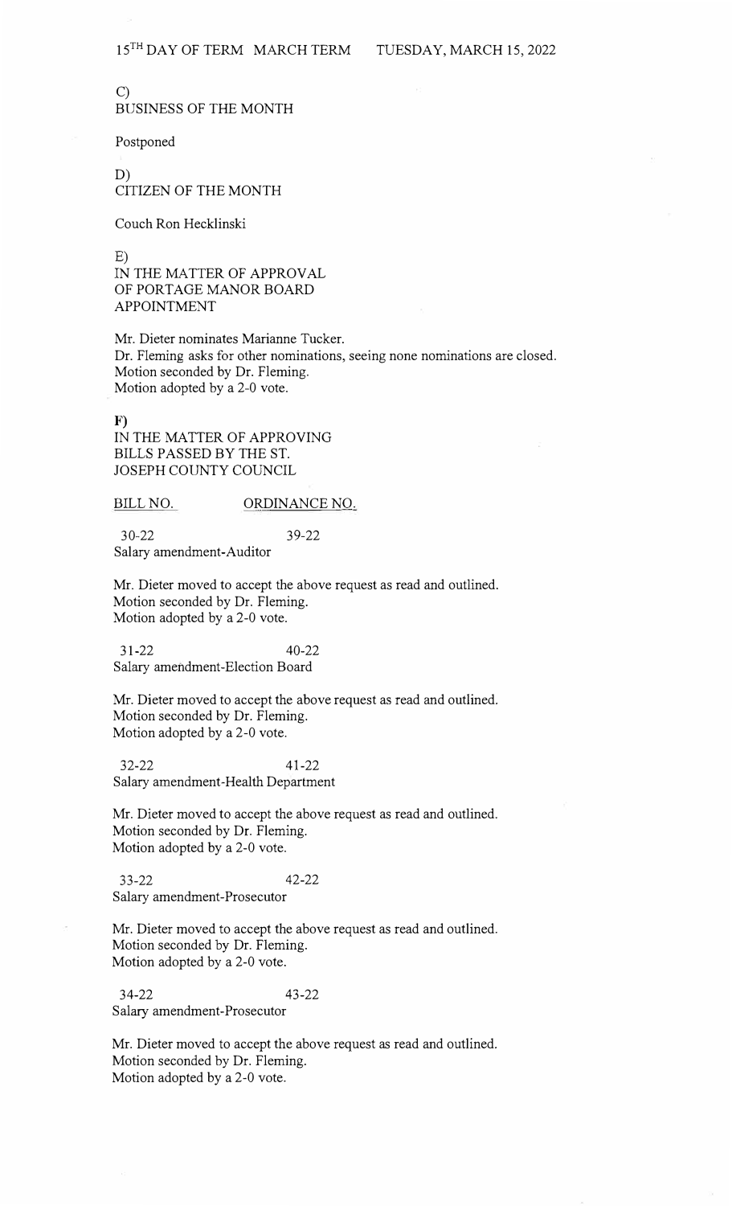C)
BUSINESS OF THE MONTH

Postponed

D)
CITIZEN OF THE MONTH

Couch Ron Hecklinski

E)
IN THE MATTER OF APPROVAL
OF PORTAGE MANOR BOARD
APPOINTMENT

Mr. Dieter nominates Marianne Tucker.
Dr. Fleming asks for other nominations, seeing none nominations are closed.
Motion seconded by Dr. Fleming.
Motion adopted by a 2-0 vote.

**F)**
IN THE MATTER OF APPROVING
BILLS PASSED BY THE ST.
JOSEPH COUNTY COUNCIL

| BILL NO. | ORDINANCE NO. |
|---|---|

30-22 39-22
Salary amendment-Auditor

Mr. Dieter moved to accept the above request as read and outlined.
Motion seconded by Dr. Fleming.
Motion adopted by a 2-0 vote.

31-22 40-22
Salary amendment-Election Board

Mr. Dieter moved to accept the above request as read and outlined.
Motion seconded by Dr. Fleming.
Motion adopted by a 2-0 vote.

32-22 41-22
Salary amendment-Health Department

Mr. Dieter moved to accept the above request as read and outlined.
Motion seconded by Dr. Fleming.
Motion adopted by a 2-0 vote.

33-22 42-22
Salary amendment-Prosecutor

Mr. Dieter moved to accept the above request as read and outlined.
Motion seconded by Dr. Fleming.
Motion adopted by a 2-0 vote.

34-22 43-22
Salary amendment-Prosecutor

Mr. Dieter moved to accept the above request as read and outlined.
Motion seconded by Dr. Fleming.
Motion adopted by a 2-0 vote.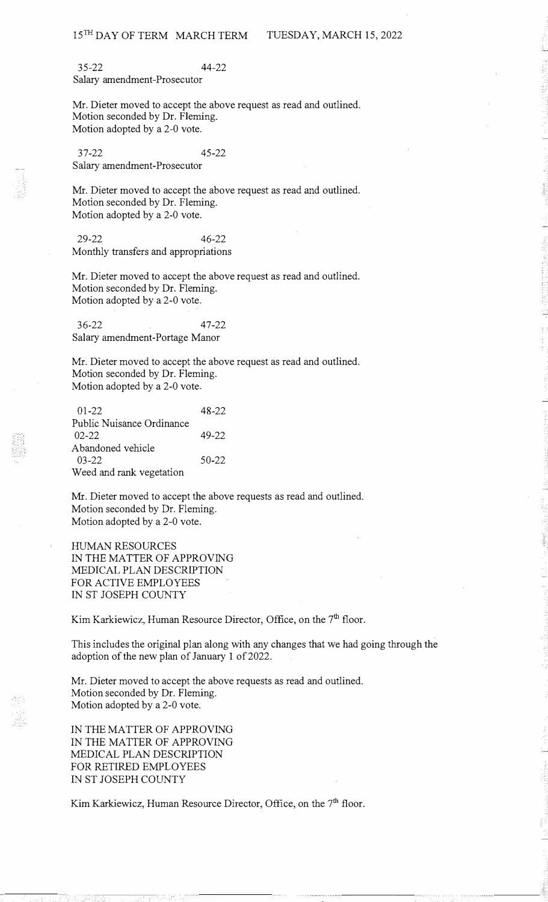15TH DAY OF TERM MARCH TERM TUESDAY, MARCH 15, 2022

35-22 44-22
Salary amendment-Prosecutor

Mr. Dieter moved to accept the above request as read and outlined.
Motion seconded by Dr. Fleming.
Motion adopted by a 2-0 vote.

37-22 45-22
Salary amendment-Prosecutor

Mr. Dieter moved to accept the above request as read and outlined.
Motion seconded by Dr. Fleming.
Motion adopted by a 2-0 vote.

29-22 46-22
Monthly transfers and appropriations

Mr. Dieter moved to accept the above request as read and outlined.
Motion seconded by Dr. Fleming.
Motion adopted by a 2-0 vote.

36-22 47-22
Salary amendment-Portage Manor

Mr. Dieter moved to accept the above request as read and outlined.
Motion seconded by Dr. Fleming.
Motion adopted by a 2-0 vote.

01-22 48-22
Public Nuisance Ordinance
02-22 49-22
Abandoned vehicle
03-22 50-22
Weed and rank vegetation

Mr. Dieter moved to accept the above requests as read and outlined.
Motion seconded by Dr. Fleming.
Motion adopted by a 2-0 vote.

HUMAN RESOURCES
IN THE MATTER OF APPROVING
MEDICAL PLAN DESCRIPTION
FOR ACTIVE EMPLOYEES
IN ST JOSEPH COUNTY

Kim Karkiewicz, Human Resource Director, Office, on the 7th floor.

This includes the original plan along with any changes that we had going through the adoption of the new plan of January 1 of 2022.

Mr. Dieter moved to accept the above requests as read and outlined.
Motion seconded by Dr. Fleming.
Motion adopted by a 2-0 vote.

IN THE MATTER OF APPROVING
IN THE MATTER OF APPROVING
MEDICAL PLAN DESCRIPTION
FOR RETIRED EMPLOYEES
IN ST JOSEPH COUNTY

Kim Karkiewicz, Human Resource Director, Office, on the 7th floor.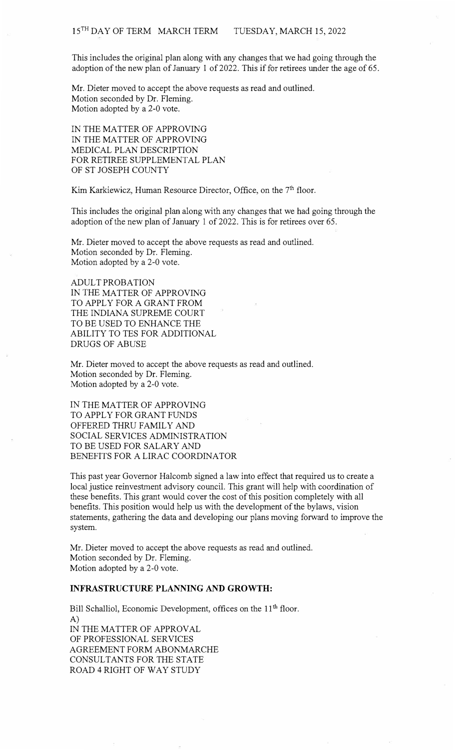This includes the original plan along with any changes that we had going through the adoption of the new plan of January 1 of 2022. This if for retirees under the age of 65.

Mr. Dieter moved to accept the above requests as read and outlined.
Motion seconded by Dr. Fleming.
Motion adopted by a 2-0 vote.

IN THE MATTER OF APPROVING
IN THE MATTER OF APPROVING
MEDICAL PLAN DESCRIPTION
FOR RETIREE SUPPLEMENTAL PLAN
OF ST JOSEPH COUNTY

Kim Karkiewicz, Human Resource Director, Office, on the 7th floor.

This includes the original plan along with any changes that we had going through the adoption of the new plan of January 1 of 2022. This is for retirees over 65.

Mr. Dieter moved to accept the above requests as read and outlined.
Motion seconded by Dr. Fleming.
Motion adopted by a 2-0 vote.

ADULT PROBATION
IN THE MATTER OF APPROVING
TO APPLY FOR A GRANT FROM
THE INDIANA SUPREME COURT
TO BE USED TO ENHANCE THE
ABILITY TO TES FOR ADDITIONAL
DRUGS OF ABUSE

Mr. Dieter moved to accept the above requests as read and outlined.
Motion seconded by Dr. Fleming.
Motion adopted by a 2-0 vote.

IN THE MATTER OF APPROVING
TO APPLY FOR GRANT FUNDS
OFFERED THRU FAMILY AND
SOCIAL SERVICES ADMINISTRATION
TO BE USED FOR SALARY AND
BENEFITS FOR A LIRAC COORDINATOR

This past year Governor Halcomb signed a law into effect that required us to create a local justice reinvestment advisory council. This grant will help with coordination of these benefits. This grant would cover the cost of this position completely with all benefits. This position would help us with the development of the bylaws, vision statements, gathering the data and developing our plans moving forward to improve the system.

Mr. Dieter moved to accept the above requests as read and outlined.
Motion seconded by Dr. Fleming.
Motion adopted by a 2-0 vote.

**INFRASTRUCTURE PLANNING AND GROWTH:**

Bill Schalliol, Economic Development, offices on the 11th floor.
A)
IN THE MATTER OF APPROVAL
OF PROFESSIONAL SERVICES
AGREEMENT FORM ABONMARCHE
CONSULTANTS FOR THE STATE
ROAD 4 RIGHT OF WAY STUDY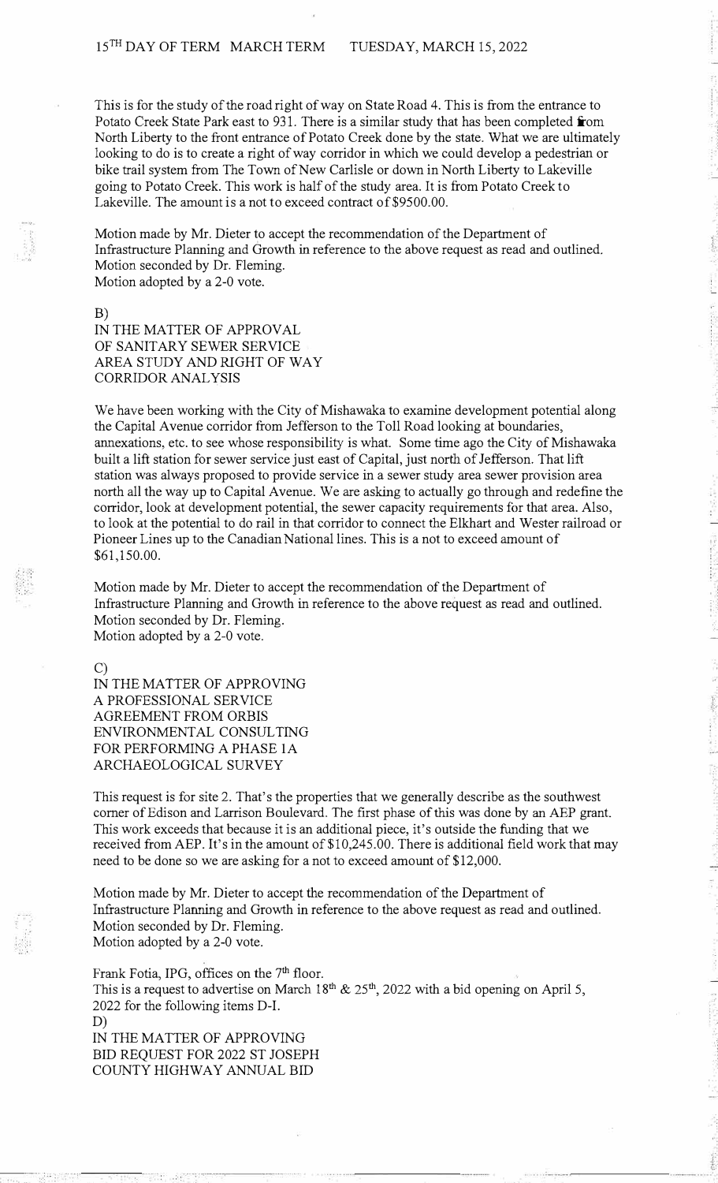This is for the study of the road right of way on State Road 4. This is from the entrance to Potato Creek State Park east to 931. There is a similar study that has been completed from North Liberty to the front entrance of Potato Creek done by the state. What we are ultimately looking to do is to create a right of way corridor in which we could develop a pedestrian or bike trail system from The Town of New Carlisle or down in North Liberty to Lakeville going to Potato Creek. This work is half of the study area. It is from Potato Creek to Lakeville. The amount is a not to exceed contract of $9500.00.

Motion made by Mr. Dieter to accept the recommendation of the Department of Infrastructure Planning and Growth in reference to the above request as read and outlined.
Motion seconded by Dr. Fleming.
Motion adopted by a 2-0 vote.

B)
IN THE MATTER OF APPROVAL
OF SANITARY SEWER SERVICE
AREA STUDY AND RIGHT OF WAY
CORRIDOR ANALYSIS

We have been working with the City of Mishawaka to examine development potential along the Capital Avenue corridor from Jefferson to the Toll Road looking at boundaries, annexations, etc. to see whose responsibility is what. Some time ago the City of Mishawaka built a lift station for sewer service just east of Capital, just north of Jefferson. That lift station was always proposed to provide service in a sewer study area sewer provision area north all the way up to Capital Avenue. We are asking to actually go through and redefine the corridor, look at development potential, the sewer capacity requirements for that area. Also, to look at the potential to do rail in that corridor to connect the Elkhart and Wester railroad or Pioneer Lines up to the Canadian National lines. This is a not to exceed amount of $61,150.00.

Motion made by Mr. Dieter to accept the recommendation of the Department of Infrastructure Planning and Growth in reference to the above request as read and outlined.
Motion seconded by Dr. Fleming.
Motion adopted by a 2-0 vote.

C)
IN THE MATTER OF APPROVING
A PROFESSIONAL SERVICE
AGREEMENT FROM ORBIS
ENVIRONMENTAL CONSULTING
FOR PERFORMING A PHASE 1A
ARCHAEOLOGICAL SURVEY

This request is for site 2. That's the properties that we generally describe as the southwest corner of Edison and Larrison Boulevard. The first phase of this was done by an AEP grant. This work exceeds that because it is an additional piece, it's outside the funding that we received from AEP. It's in the amount of $10,245.00. There is additional field work that may need to be done so we are asking for a not to exceed amount of $12,000.

Motion made by Mr. Dieter to accept the recommendation of the Department of Infrastructure Planning and Growth in reference to the above request as read and outlined.
Motion seconded by Dr. Fleming.
Motion adopted by a 2-0 vote.

Frank Fotia, IPG, offices on the 7th floor.
This is a request to advertise on March 18th & 25th, 2022 with a bid opening on April 5, 2022 for the following items D-I.

D)
IN THE MATTER OF APPROVING
BID REQUEST FOR 2022 ST JOSEPH
COUNTY HIGHWAY ANNUAL BID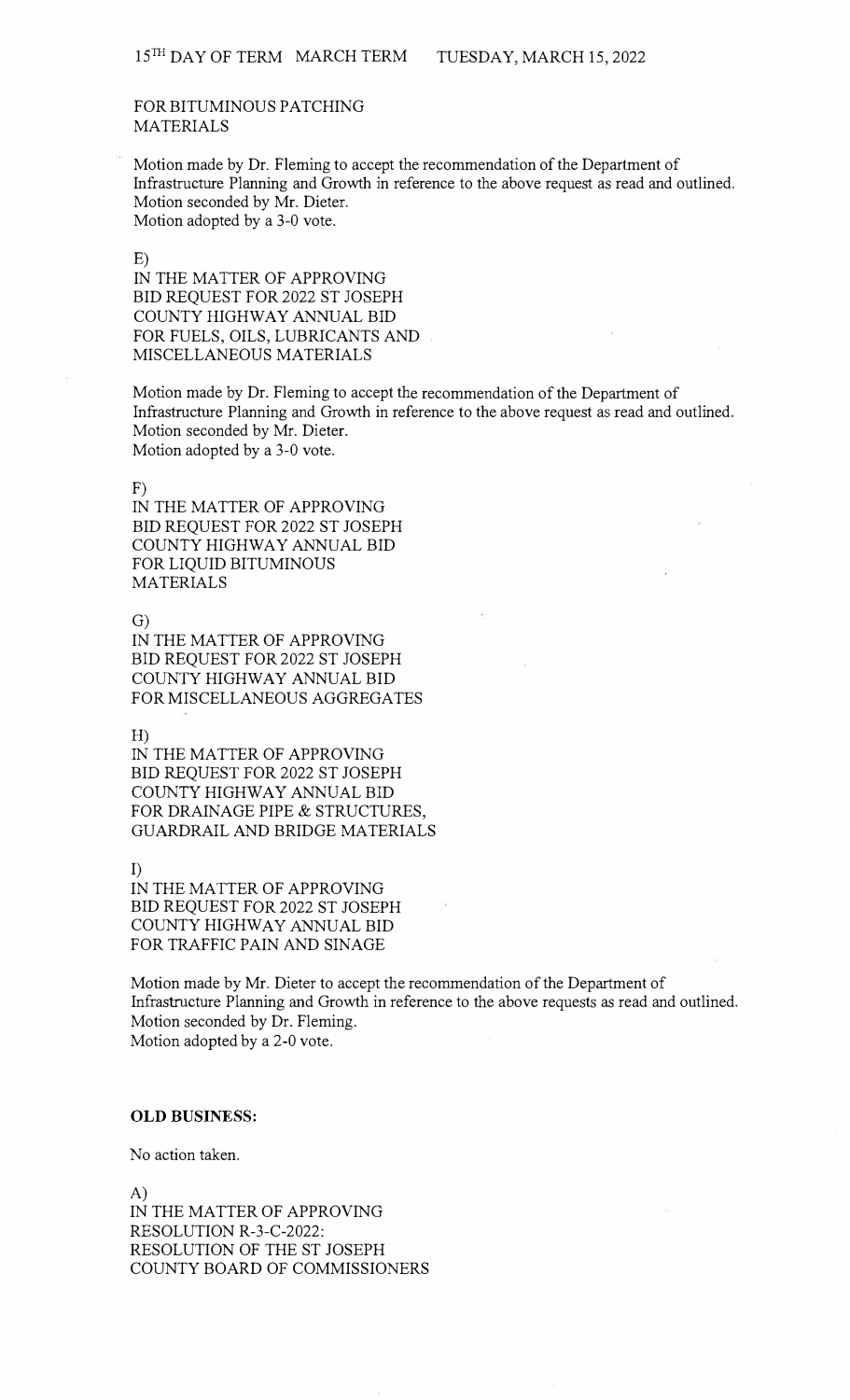FOR BITUMINOUS PATCHING
MATERIALS

Motion made by Dr. Fleming to accept the recommendation of the Department of Infrastructure Planning and Growth in reference to the above request as read and outlined.
Motion seconded by Mr. Dieter.
Motion adopted by a 3-0 vote.

E)
IN THE MATTER OF APPROVING
BID REQUEST FOR 2022 ST JOSEPH
COUNTY HIGHWAY ANNUAL BID
FOR FUELS, OILS, LUBRICANTS AND
MISCELLANEOUS MATERIALS

Motion made by Dr. Fleming to accept the recommendation of the Department of Infrastructure Planning and Growth in reference to the above request as read and outlined.
Motion seconded by Mr. Dieter.
Motion adopted by a 3-0 vote.

F)
IN THE MATTER OF APPROVING
BID REQUEST FOR 2022 ST JOSEPH
COUNTY HIGHWAY ANNUAL BID
FOR LIQUID BITUMINOUS
MATERIALS

G)
IN THE MATTER OF APPROVING
BID REQUEST FOR 2022 ST JOSEPH
COUNTY HIGHWAY ANNUAL BID
FOR MISCELLANEOUS AGGREGATES

H)
IN THE MATTER OF APPROVING
BID REQUEST FOR 2022 ST JOSEPH
COUNTY HIGHWAY ANNUAL BID
FOR DRAINAGE PIPE & STRUCTURES,
GUARDRAIL AND BRIDGE MATERIALS

I)
IN THE MATTER OF APPROVING
BID REQUEST FOR 2022 ST JOSEPH
COUNTY HIGHWAY ANNUAL BID
FOR TRAFFIC PAIN AND SINAGE

Motion made by Mr. Dieter to accept the recommendation of the Department of Infrastructure Planning and Growth in reference to the above requests as read and outlined.
Motion seconded by Dr. Fleming.
Motion adopted by a 2-0 vote.

**OLD BUSINESS:**

No action taken.

A)
IN THE MATTER OF APPROVING
RESOLUTION R-3-C-2022:
RESOLUTION OF THE ST JOSEPH
COUNTY BOARD OF COMMISSIONERS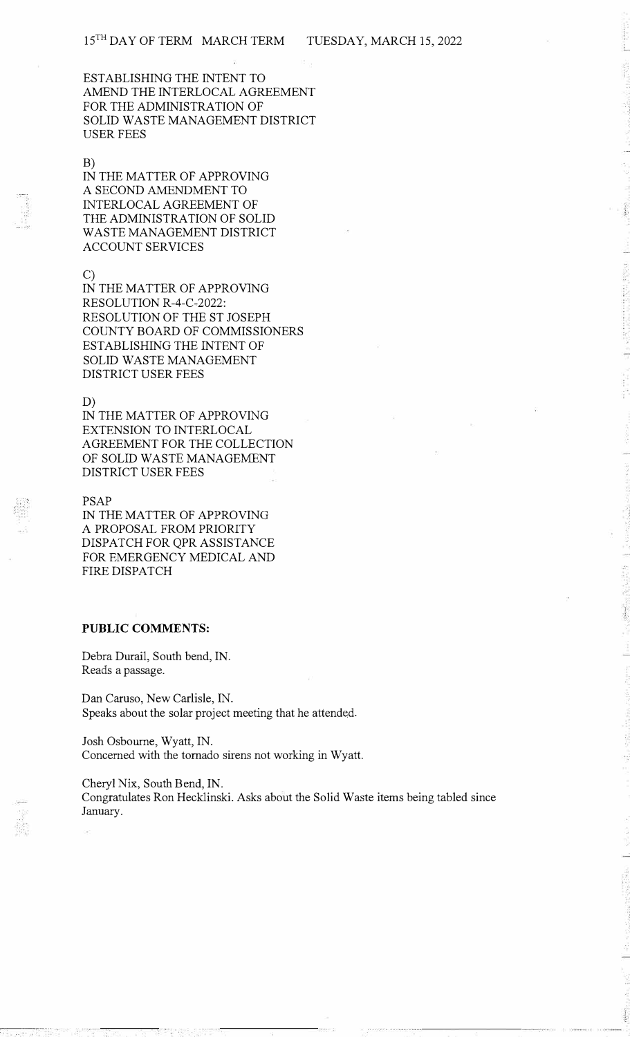ESTABLISHING THE INTENT TO AMEND THE INTERLOCAL AGREEMENT FOR THE ADMINISTRATION OF SOLID WASTE MANAGEMENT DISTRICT USER FEES

B)
IN THE MATTER OF APPROVING A SECOND AMENDMENT TO INTERLOCAL AGREEMENT OF THE ADMINISTRATION OF SOLID WASTE MANAGEMENT DISTRICT ACCOUNT SERVICES

C)
IN THE MATTER OF APPROVING RESOLUTION R-4-C-2022: RESOLUTION OF THE ST JOSEPH COUNTY BOARD OF COMMISSIONERS ESTABLISHING THE INTENT OF SOLID WASTE MANAGEMENT DISTRICT USER FEES

D)
IN THE MATTER OF APPROVING EXTENSION TO INTERLOCAL AGREEMENT FOR THE COLLECTION OF SOLID WASTE MANAGEMENT DISTRICT USER FEES

PSAP
IN THE MATTER OF APPROVING A PROPOSAL FROM PRIORITY DISPATCH FOR QPR ASSISTANCE FOR EMERGENCY MEDICAL AND FIRE DISPATCH

**PUBLIC COMMENTS:**

Debra Durail, South bend, IN.
Reads a passage.

Dan Caruso, New Carlisle, IN.
Speaks about the solar project meeting that he attended.

Josh Osbourne, Wyatt, IN.
Concerned with the tornado sirens not working in Wyatt.

Cheryl Nix, South Bend, IN.
Congratulates Ron Hecklinski. Asks about the Solid Waste items being tabled since January.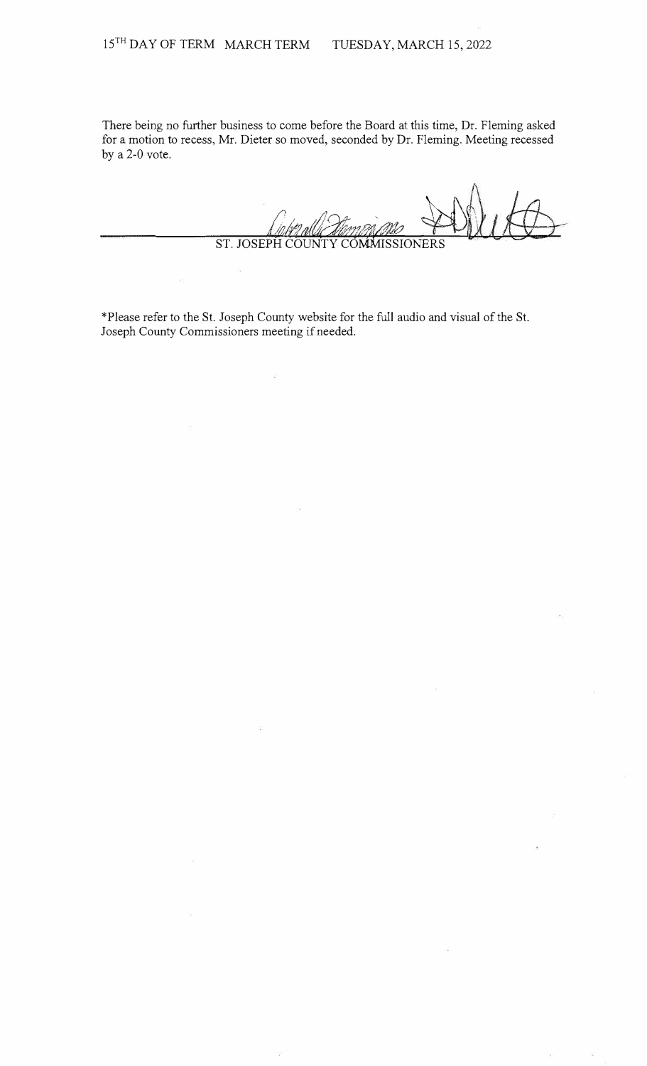There being no further business to come before the Board at this time, Dr. Fleming asked for a motion to recess, Mr. Dieter so moved, seconded by Dr. Fleming. Meeting recessed by a 2-0 vote.

ST. JOSEPH COUNTY COMMISSIONERS

*Please refer to the St. Joseph County website for the full audio and visual of the St. Joseph County Commissioners meeting if needed.